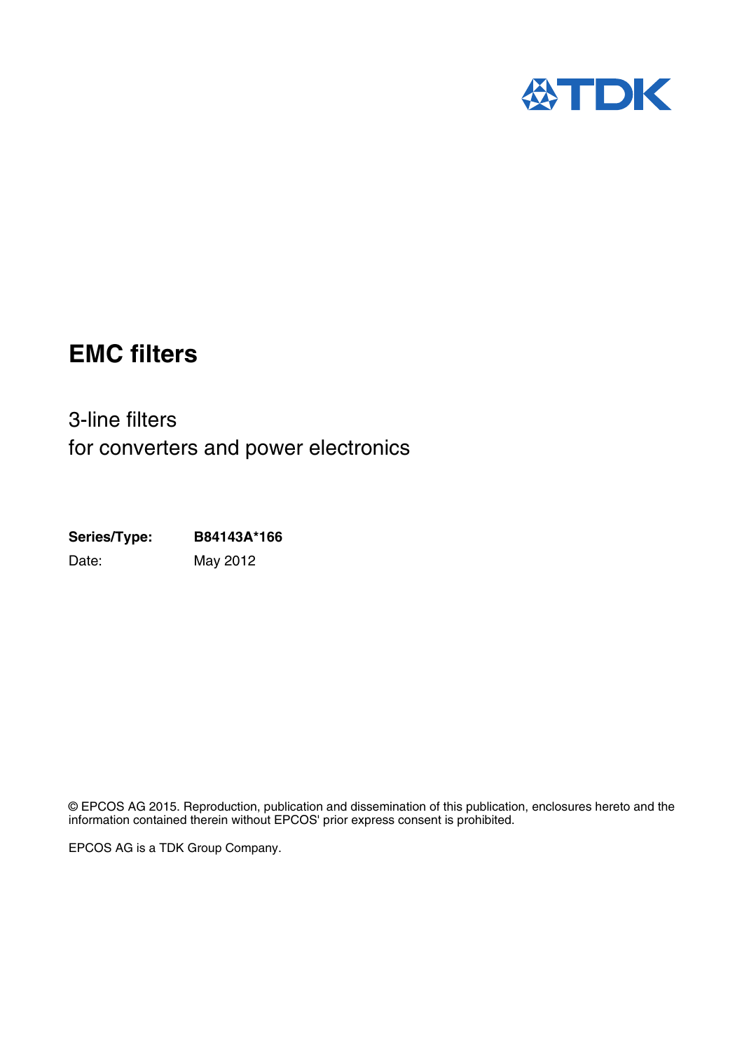# EMC filters

3-line filters
for converters and power electronics

**Series/Type:** **B84143A*166**

Date: May 2012

© EPCOS AG 2015. Reproduction, publication and dissemination of this publication, enclosures hereto and the information contained therein without EPCOS' prior express consent is prohibited.

EPCOS AG is a TDK Group Company.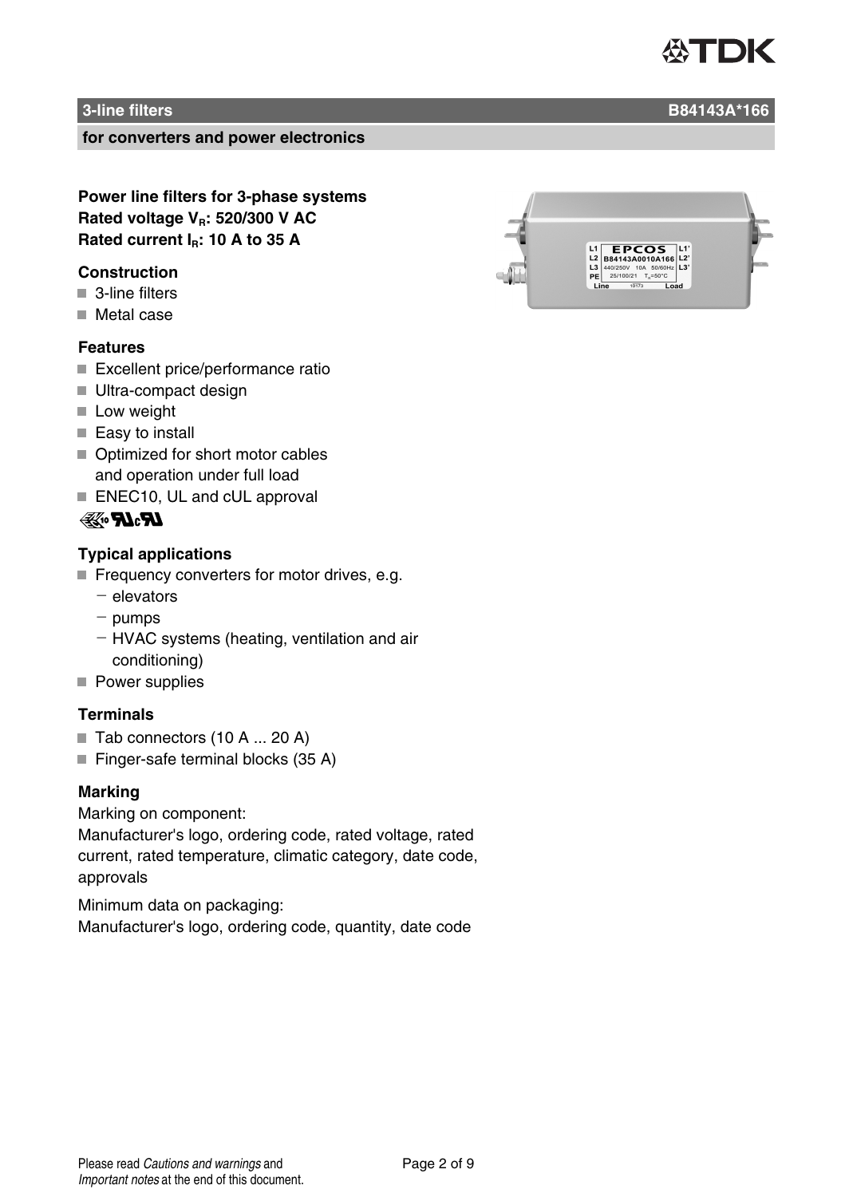## 3-line filters B84143A*166

### for converters and power electronics

**Power line filters for 3-phase systems**
**Rated voltage $V_R$: 520/300 V AC**
**Rated current $I_R$: 10 A to 35 A**

### Construction

- 3-line filters
- Metal case

### Features

- Excellent price/performance ratio
- Ultra-compact design
- Low weight
- Easy to install
- Optimized for short motor cables and operation under full load
- ENEC10, UL and cUL approval

### Typical applications

- Frequency converters for motor drives, e.g.
  - elevators
  - pumps
  - HVAC systems (heating, ventilation and air conditioning)
- Power supplies

### Terminals

- Tab connectors (10 A ... 20 A)
- Finger-safe terminal blocks (35 A)

### Marking

Marking on component:
Manufacturer's logo, ordering code, rated voltage, rated current, rated temperature, climatic category, date code, approvals

Minimum data on packaging:
Manufacturer's logo, ordering code, quantity, date code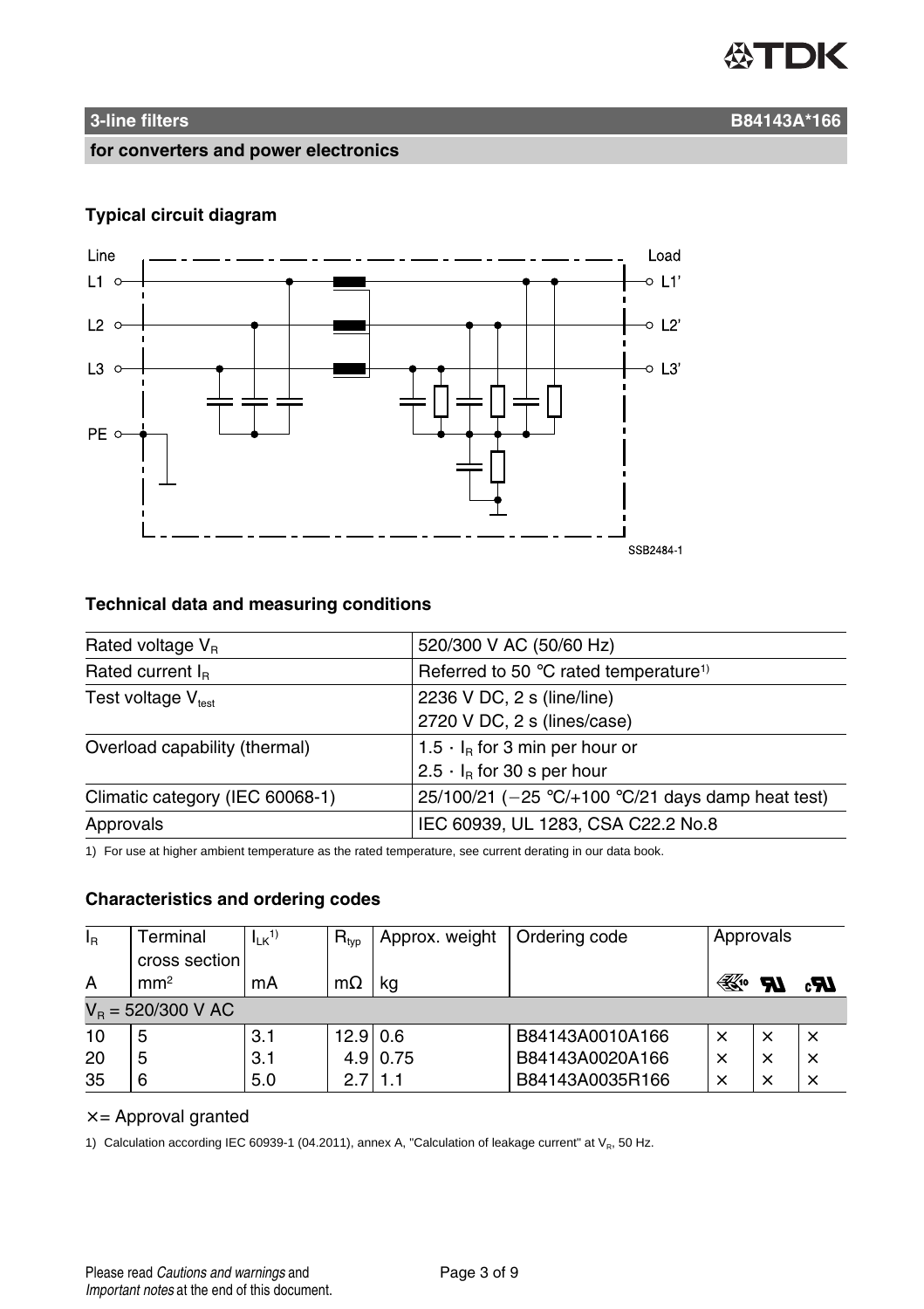## 3-line filters B84143A*166

**for converters and power electronics**

### Typical circuit diagram

Line

L1

L2

L3

PE

Load

L1'

L2'

L3'

SSB2484-1

### Technical data and measuring conditions

| | |
|---|---|
| Rated voltage $V_R$ | 520/300 V AC (50/60 Hz) |
| Rated current $I_R$ | Referred to 50 °C rated temperature[1)] |
| Test voltage $V_{test}$ | 2236 V DC, 2 s (line/line)<br>2720 V DC, 2 s (lines/case) |
| Overload capability (thermal) | $1.5 \cdot I_R$ for 3 min per hour or<br>$2.5 \cdot I_R$ for 30 s per hour |
| Climatic category (IEC 60068-1) | 25/100/21 (−25 °C/+100 °C/21 days damp heat test) |
| Approvals | IEC 60939, UL 1283, CSA C22.2 No.8 |

1) For use at higher ambient temperature as the rated temperature, see current derating in our data book.

### Characteristics and ordering codes

| $I_R$ | Terminal cross section | $I_{LK}$[1)] | $R_{typ}$ | Approx. weight | Ordering code | Approvals | | |
|---|---|---|---|---|---|---|---|---|
| A | mm² | mA | mΩ | kg | | ENEC | UL | cUL |
| $V_R$ = 520/300 V AC | | | | | | | | |
| 10 | 5 | 3.1 | 12.9 | 0.6 | B84143A0010A166 | × | × | × |
| 20 | 5 | 3.1 | 4.9 | 0.75 | B84143A0020A166 | × | × | × |
| 35 | 6 | 5.0 | 2.7 | 1.1 | B84143A0035R166 | × | × | × |

× = Approval granted

1) Calculation according IEC 60939-1 (04.2011), annex A, "Calculation of leakage current" at $V_R$, 50 Hz.

Please read *Cautions and warnings* and *Important notes* at the end of this document.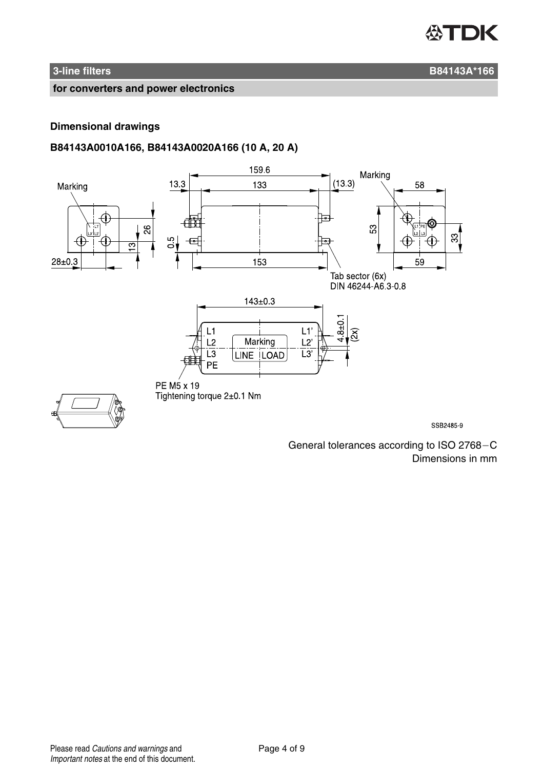## Dimensional drawings

### B84143A0010A166, B84143A0020A166 (10 A, 20 A)

General tolerances according to ISO 2768−C
Dimensions in mm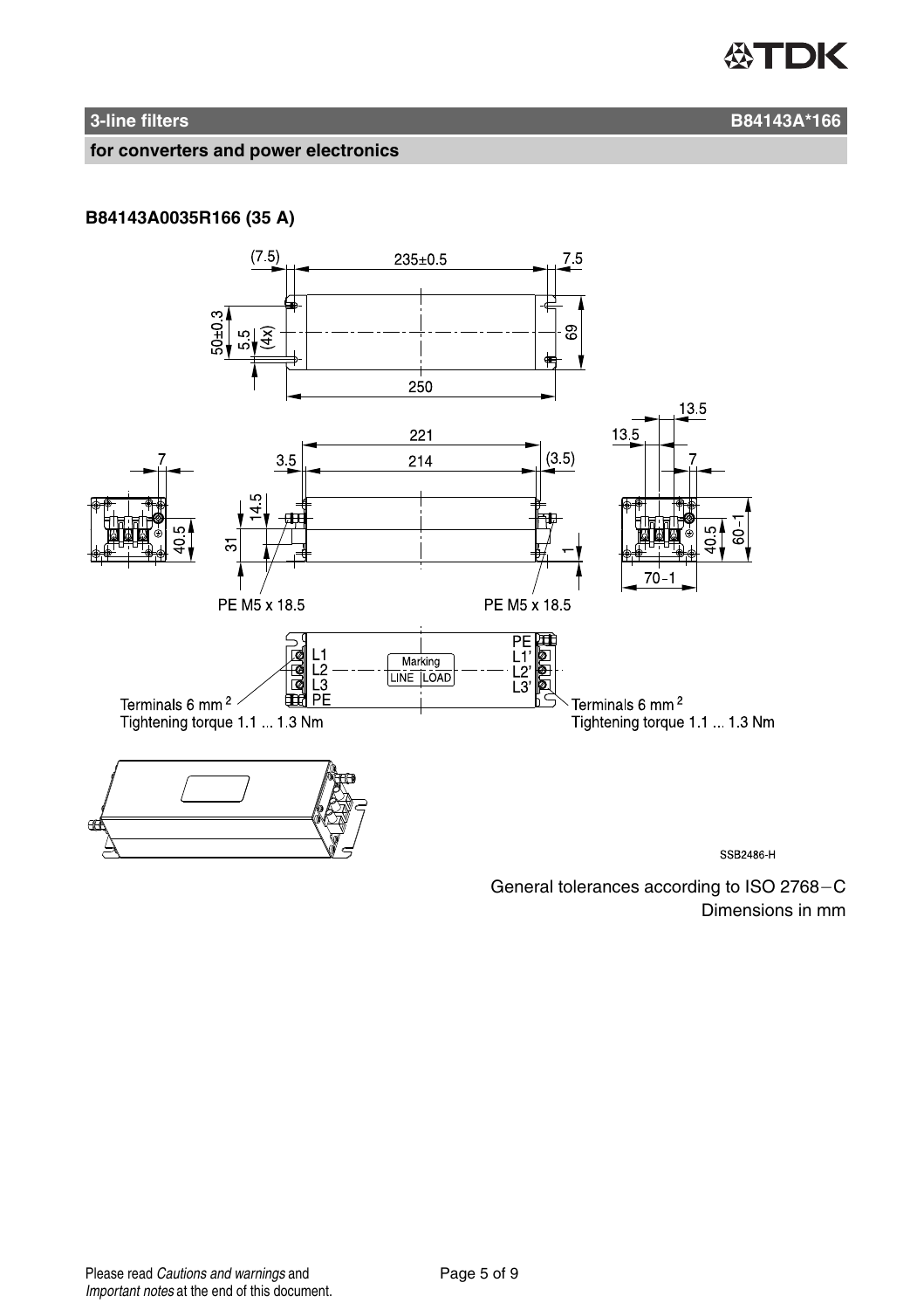**3-line filters** **B84143A*166**

**for converters and power electronics**

**B84143A0035R166 (35 A)**

(7.5) 235±0.5 7.5

50±0.3 5.5 (4x) 69

250

221 13.5

3.5 214 (3.5) 13.5

7 7

14.5

40.5 31 1 40.5 60−1

70−1

PE M5 x 18.5 PE M5 x 18.5

L1 L2 L3 PE

Marking LINE LOAD

PE L1' L2' L3'

Terminals 6 mm$^2$
Tightening torque 1.1 ... 1.3 Nm

Terminals 6 mm$^2$
Tightening torque 1.1 ... 1.3 Nm

SSB2486-H

General tolerances according to ISO 2768−C
Dimensions in mm

Please read *Cautions and warnings* and *Important notes* at the end of this document.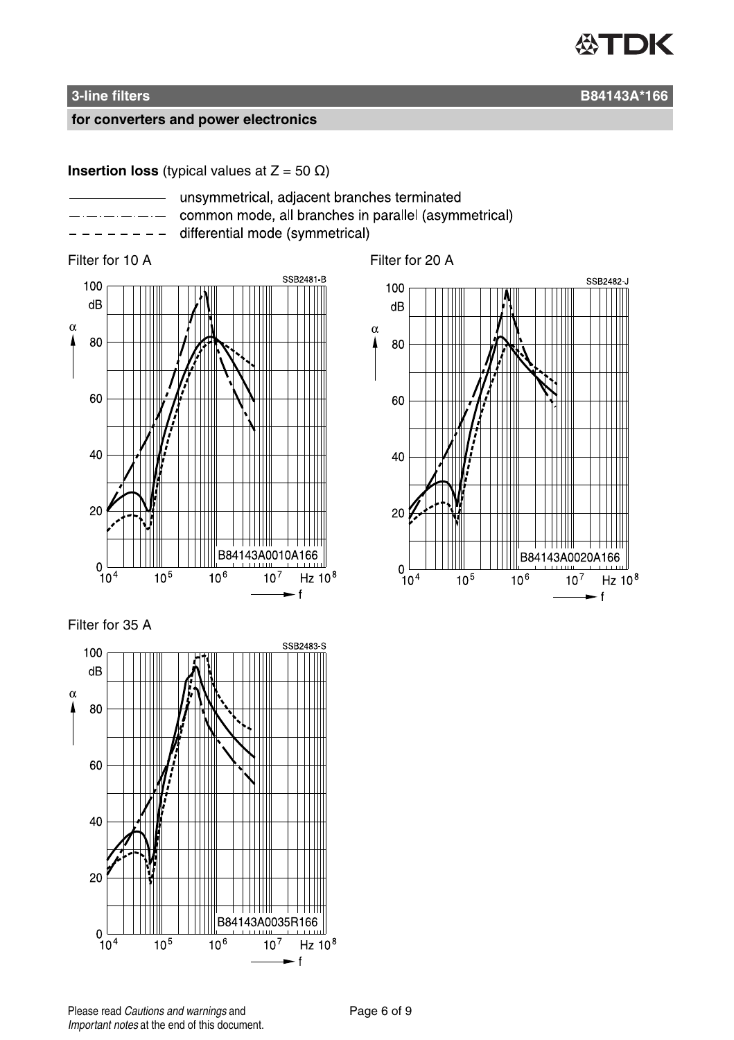**Insertion loss** (typical values at Z = 50 Ω)

- ———————— unsymmetrical, adjacent branches terminated
- —·—·—·—·— common mode, all branches in parallel (asymmetrical)
- – – – – – – – – differential mode (symmetrical)

Filter for 10 A

Filter for 20 A

Filter for 35 A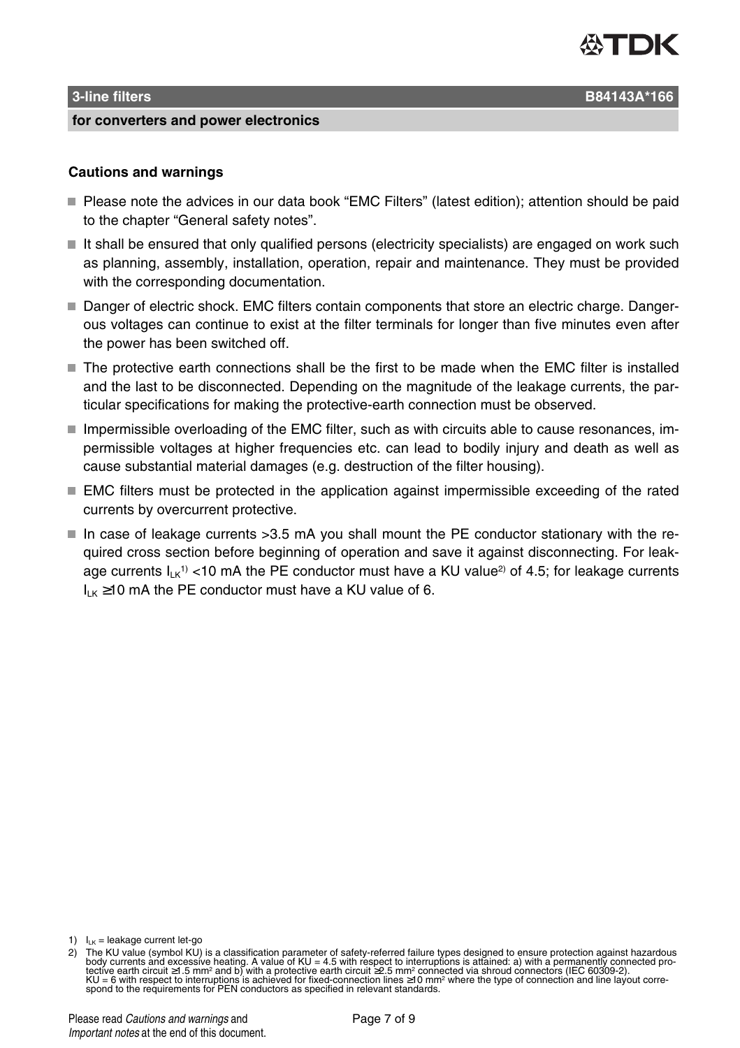## 3-line filters B84143A*166

### for converters and power electronics

**Cautions and warnings**

- Please note the advices in our data book "EMC Filters" (latest edition); attention should be paid to the chapter "General safety notes".
- It shall be ensured that only qualified persons (electricity specialists) are engaged on work such as planning, assembly, installation, operation, repair and maintenance. They must be provided with the corresponding documentation.
- Danger of electric shock. EMC filters contain components that store an electric charge. Dangerous voltages can continue to exist at the filter terminals for longer than five minutes even after the power has been switched off.
- The protective earth connections shall be the first to be made when the EMC filter is installed and the last to be disconnected. Depending on the magnitude of the leakage currents, the particular specifications for making the protective-earth connection must be observed.
- Impermissible overloading of the EMC filter, such as with circuits able to cause resonances, impermissible voltages at higher frequencies etc. can lead to bodily injury and death as well as cause substantial material damages (e.g. destruction of the filter housing).
- EMC filters must be protected in the application against impermissible exceeding of the rated currents by overcurrent protective.
- In case of leakage currents >3.5 mA you shall mount the PE conductor stationary with the required cross section before beginning of operation and save it against disconnecting. For leakage currents $I_{LK}$[1] <10 mA the PE conductor must have a KU value[2] of 4.5; for leakage currents $I_{LK}$ ≥10 mA the PE conductor must have a KU value of 6.

1) $I_{LK}$ = leakage current let-go

2) The KU value (symbol KU) is a classification parameter of safety-referred failure types designed to ensure protection against hazardous body currents and excessive heating. A value of KU = 4.5 with respect to interruptions is attained: a) with a permanently connected protective earth circuit ≥1.5 mm² and b) with a protective earth circuit ≥2.5 mm² connected via shroud connectors (IEC 60309-2). KU = 6 with respect to interruptions is achieved for fixed-connection lines ≥10 mm² where the type of connection and line layout correspond to the requirements for PEN conductors as specified in relevant standards.

Please read *Cautions and warnings* and *Important notes* at the end of this document.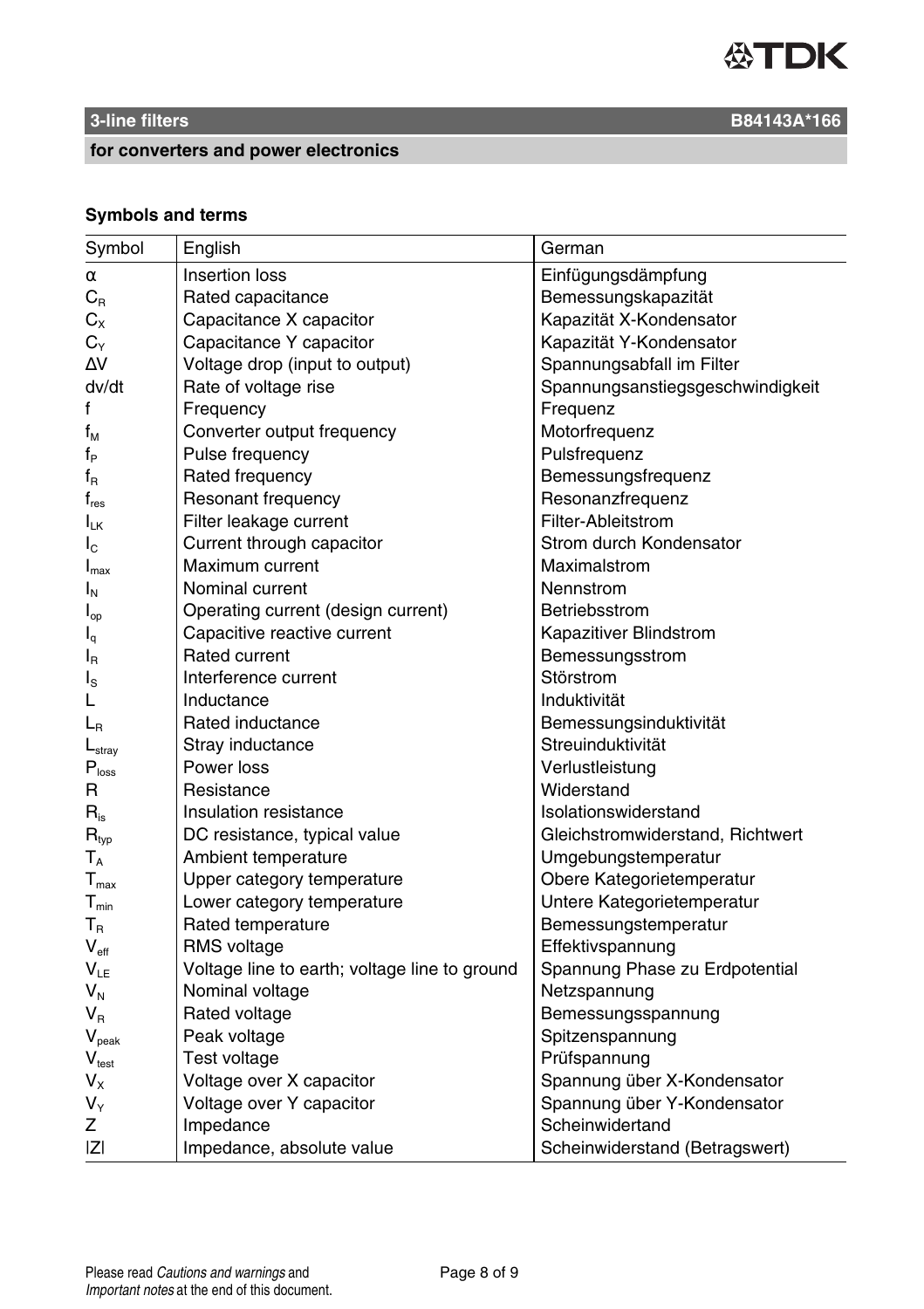## 3-line filters — B84143A*166

**for converters and power electronics**

### Symbols and terms

| Symbol | English | German |
|---|---|---|
| $\alpha$ | Insertion loss | Einfügungsdämpfung |
| $C_R$ | Rated capacitance | Bemessungskapazität |
| $C_X$ | Capacitance X capacitor | Kapazität X-Kondensator |
| $C_Y$ | Capacitance Y capacitor | Kapazität Y-Kondensator |
| $\Delta V$ | Voltage drop (input to output) | Spannungsabfall im Filter |
| dv/dt | Rate of voltage rise | Spannungsanstiegsgeschwindigkeit |
| f | Frequency | Frequenz |
| $f_M$ | Converter output frequency | Motorfrequenz |
| $f_P$ | Pulse frequency | Pulsfrequenz |
| $f_R$ | Rated frequency | Bemessungsfrequenz |
| $f_{res}$ | Resonant frequency | Resonanzfrequenz |
| $I_{LK}$ | Filter leakage current | Filter-Ableitstrom |
| $I_C$ | Current through capacitor | Strom durch Kondensator |
| $I_{max}$ | Maximum current | Maximalstrom |
| $I_N$ | Nominal current | Nennstrom |
| $I_{op}$ | Operating current (design current) | Betriebsstrom |
| $I_q$ | Capacitive reactive current | Kapazitiver Blindstrom |
| $I_R$ | Rated current | Bemessungsstrom |
| $I_S$ | Interference current | Störstrom |
| L | Inductance | Induktivität |
| $L_R$ | Rated inductance | Bemessungsinduktivität |
| $L_{stray}$ | Stray inductance | Streuinduktivität |
| $P_{loss}$ | Power loss | Verlustleistung |
| R | Resistance | Widerstand |
| $R_{is}$ | Insulation resistance | Isolationswiderstand |
| $R_{typ}$ | DC resistance, typical value | Gleichstromwiderstand, Richtwert |
| $T_A$ | Ambient temperature | Umgebungstemperatur |
| $T_{max}$ | Upper category temperature | Obere Kategorietemperatur |
| $T_{min}$ | Lower category temperature | Untere Kategorietemperatur |
| $T_R$ | Rated temperature | Bemessungstemperatur |
| $V_{eff}$ | RMS voltage | Effektivspannung |
| $V_{LE}$ | Voltage line to earth; voltage line to ground | Spannung Phase zu Erdpotential |
| $V_N$ | Nominal voltage | Netzspannung |
| $V_R$ | Rated voltage | Bemessungsspannung |
| $V_{peak}$ | Peak voltage | Spitzenspannung |
| $V_{test}$ | Test voltage | Prüfspannung |
| $V_X$ | Voltage over X capacitor | Spannung über X-Kondensator |
| $V_Y$ | Voltage over Y capacitor | Spannung über Y-Kondensator |
| Z | Impedance | Scheinwidertand |
| $\lvert Z \rvert$ | Impedance, absolute value | Scheinwiderstand (Betragswert) |

Please read *Cautions and warnings* and *Important notes* at the end of this document.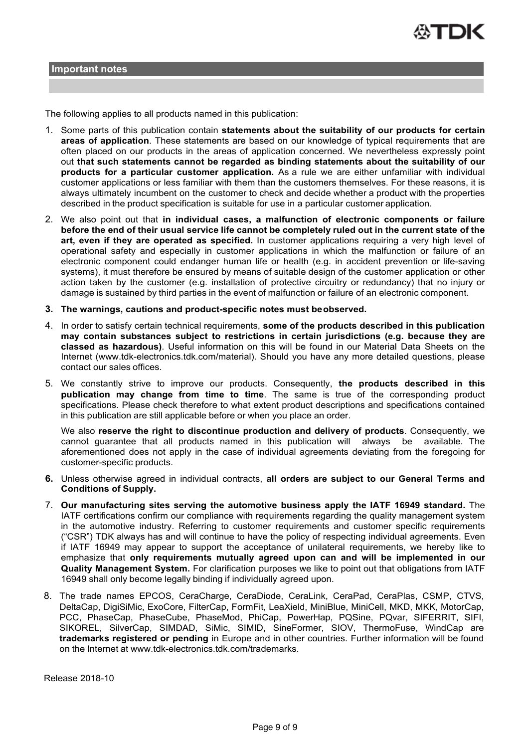## Important notes

The following applies to all products named in this publication:

1. Some parts of this publication contain **statements about the suitability of our products for certain areas of application**. These statements are based on our knowledge of typical requirements that are often placed on our products in the areas of application concerned. We nevertheless expressly point out **that such statements cannot be regarded as binding statements about the suitability of our products for a particular customer application.** As a rule we are either unfamiliar with individual customer applications or less familiar with them than the customers themselves. For these reasons, it is always ultimately incumbent on the customer to check and decide whether a product with the properties described in the product specification is suitable for use in a particular customer application.
2. We also point out that **in individual cases, a malfunction of electronic components or failure before the end of their usual service life cannot be completely ruled out in the current state of the art, even if they are operated as specified.** In customer applications requiring a very high level of operational safety and especially in customer applications in which the malfunction or failure of an electronic component could endanger human life or health (e.g. in accident prevention or life-saving systems), it must therefore be ensured by means of suitable design of the customer application or other action taken by the customer (e.g. installation of protective circuitry or redundancy) that no injury or damage is sustained by third parties in the event of malfunction or failure of an electronic component.
3. **The warnings, cautions and product-specific notes must be observed.**
4. In order to satisfy certain technical requirements, **some of the products described in this publication may contain substances subject to restrictions in certain jurisdictions (e.g. because they are classed as hazardous)**. Useful information on this will be found in our Material Data Sheets on the Internet (www.tdk-electronics.tdk.com/material). Should you have any more detailed questions, please contact our sales offices.
5. We constantly strive to improve our products. Consequently, **the products described in this publication may change from time to time**. The same is true of the corresponding product specifications. Please check therefore to what extent product descriptions and specifications contained in this publication are still applicable before or when you place an order.

   We also **reserve the right to discontinue production and delivery of products**. Consequently, we cannot guarantee that all products named in this publication will always be available. The aforementioned does not apply in the case of individual agreements deviating from the foregoing for customer-specific products.
6. Unless otherwise agreed in individual contracts, **all orders are subject to our General Terms and Conditions of Supply.**
7. **Our manufacturing sites serving the automotive business apply the IATF 16949 standard.** The IATF certifications confirm our compliance with requirements regarding the quality management system in the automotive industry. Referring to customer requirements and customer specific requirements ("CSR") TDK always has and will continue to have the policy of respecting individual agreements. Even if IATF 16949 may appear to support the acceptance of unilateral requirements, we hereby like to emphasize that **only requirements mutually agreed upon can and will be implemented in our Quality Management System.** For clarification purposes we like to point out that obligations from IATF 16949 shall only become legally binding if individually agreed upon.
8. The trade names EPCOS, CeraCharge, CeraDiode, CeraLink, CeraPad, CeraPlas, CSMP, CTVS, DeltaCap, DigiSiMic, ExoCore, FilterCap, FormFit, LeaXield, MiniBlue, MiniCell, MKD, MKK, MotorCap, PCC, PhaseCap, PhaseCube, PhaseMod, PhiCap, PowerHap, PQSine, PQvar, SIFERRIT, SIFI, SIKOREL, SilverCap, SIMDAD, SiMic, SIMID, SineFormer, SIOV, ThermoFuse, WindCap are **trademarks registered or pending** in Europe and in other countries. Further information will be found on the Internet at www.tdk-electronics.tdk.com/trademarks.

Release 2018-10